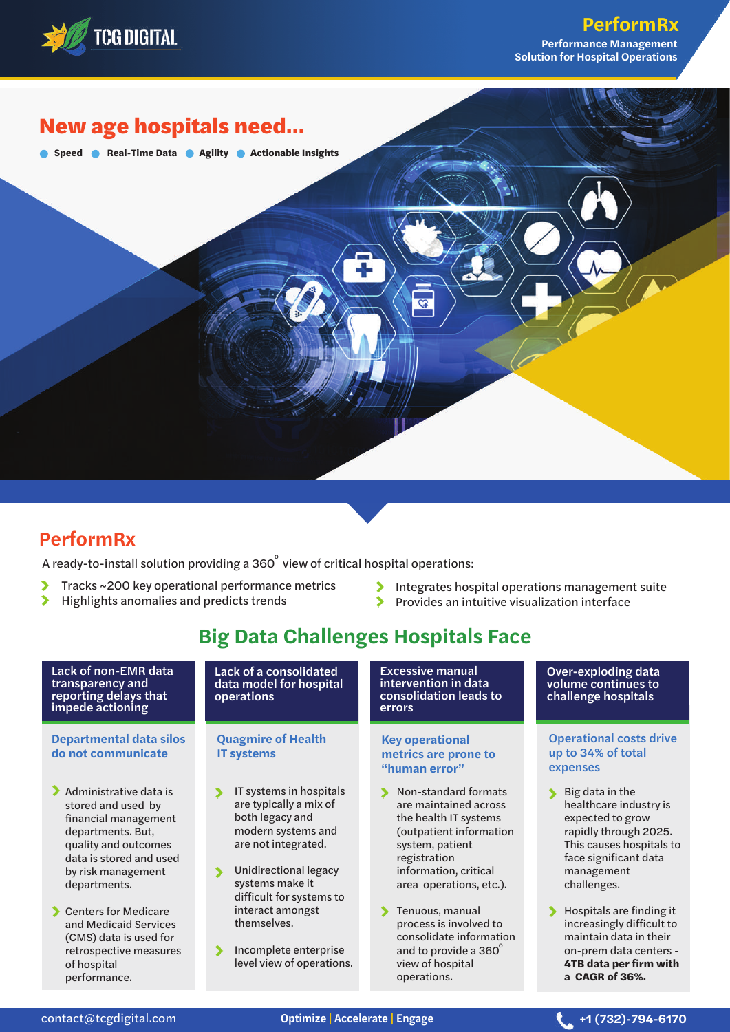TCG DIGITAL

**PerformRx**
**Performance Management Solution for Hospital Operations**

# New age hospitals need...

- **Speed**
- **Real-Time Data**
- **Agility**
- **Actionable Insights**

## PerformRx

A ready-to-install solution providing a 360° view of critical hospital operations:

- Tracks ~200 key operational performance metrics
- Highlights anomalies and predicts trends
- Integrates hospital operations management suite
- Provides an intuitive visualization interface

## Big Data Challenges Hospitals Face

### Lack of non-EMR data transparency and reporting delays that impede actioning

**Departmental data silos do not communicate**

- Administrative data is stored and used by financial management departments. But, quality and outcomes data is stored and used by risk management departments.
- Centers for Medicare and Medicaid Services (CMS) data is used for retrospective measures of hospital performance.

### Lack of a consolidated data model for hospital operations

**Quagmire of Health IT systems**

- IT systems in hospitals are typically a mix of both legacy and modern systems and are not integrated.
- Unidirectional legacy systems make it difficult for systems to interact amongst themselves.
- Incomplete enterprise level view of operations.

### Excessive manual intervention in data consolidation leads to errors

**Key operational metrics are prone to "human error"**

- Non-standard formats are maintained across the health IT systems (outpatient information system, patient registration information, critical area operations, etc.).
- Tenuous, manual process is involved to consolidate information and to provide a 360° view of hospital operations.

### Over-exploding data volume continues to challenge hospitals

**Operational costs drive up to 34% of total expenses**

- Big data in the healthcare industry is expected to grow rapidly through 2025. This causes hospitals to face significant data management challenges.
- Hospitals are finding it increasingly difficult to maintain data in their on-prem data centers - **4TB data per firm with a CAGR of 36%.**

contact@tcgdigital.com | **Optimize | Accelerate | Engage** | **+1 (732)-794-6170**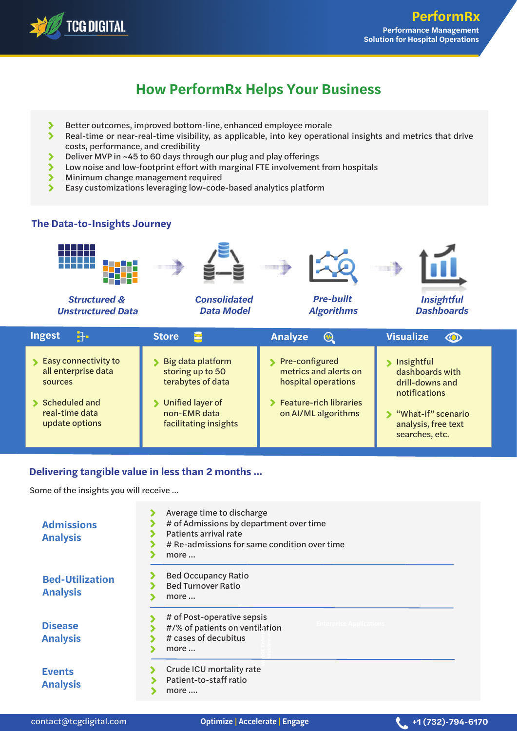# How PerformRx Helps Your Business

- Better outcomes, improved bottom-line, enhanced employee morale
- Real-time or near-real-time visibility, as applicable, into key operational insights and metrics that drive costs, performance, and credibility
- Deliver MVP in ~45 to 60 days through our plug and play offerings
- Low noise and low-footprint effort with marginal FTE involvement from hospitals
- Minimum change management required
- Easy customizations leveraging low-code-based analytics platform

## The Data-to-Insights Journey

*Structured & Unstructured Data* → *Consolidated Data Model* → *Pre-built Algorithms* → *Insightful Dashboards*

### Ingest

- Easy connectivity to all enterprise data sources
- Scheduled and real-time data update options

### Store

- Big data platform storing up to 50 terabytes of data
- Unified layer of non-EMR data facilitating insights

### Analyze

- Pre-configured metrics and alerts on hospital operations
- Feature-rich libraries on AI/ML algorithms

### Visualize

- Insightful dashboards with drill-downs and notifications
- "What-if" scenario analysis, free text searches, etc.

## Delivering tangible value in less than 2 months ...

Some of the insights you will receive ...

**Admissions Analysis**

- Average time to discharge
- # of Admissions by department over time
- Patients arrival rate
- # Re-admissions for same condition over time
- more ...

**Bed-Utilization Analysis**

- Bed Occupancy Ratio
- Bed Turnover Ratio
- more ...

**Disease Analysis**

- # of Post-operative sepsis
- #/% of patients on ventilation
- # cases of decubitus
- more ...

**Events Analysis**

- Crude ICU mortality rate
- Patient-to-staff ratio
- more ....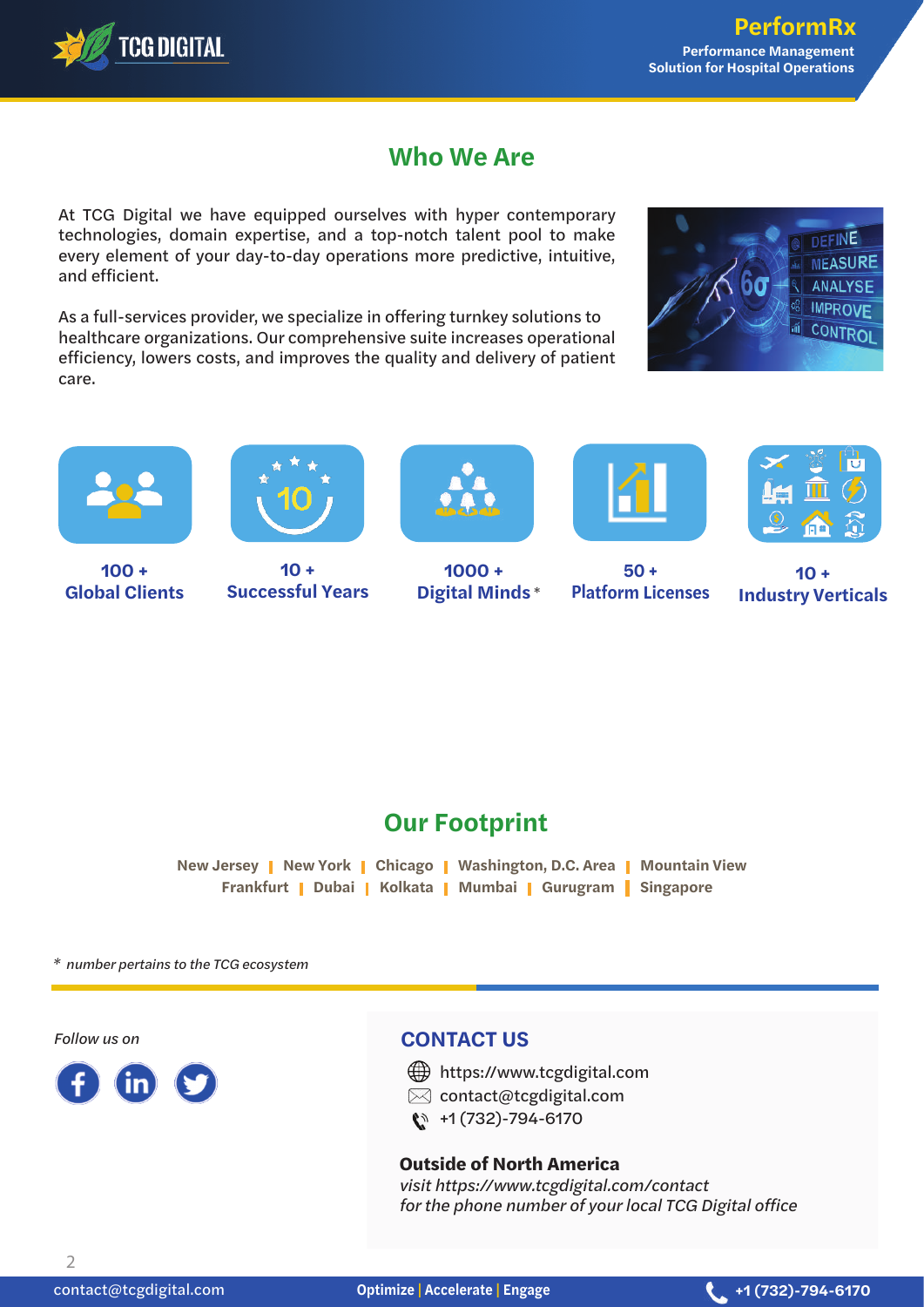## Who We Are

At TCG Digital we have equipped ourselves with hyper contemporary technologies, domain expertise, and a top-notch talent pool to make every element of your day-to-day operations more predictive, intuitive, and efficient.

As a full-services provider, we specialize in offering turnkey solutions to healthcare organizations. Our comprehensive suite increases operational efficiency, lowers costs, and improves the quality and delivery of patient care.

**100 +**
**Global Clients**

**10 +**
**Successful Years**

**1000 +**
**Digital Minds** *

**50 +**
**Platform Licenses**

**10 +**
**Industry Verticals**

## Our Footprint

**New Jersey | New York | Chicago | Washington, D.C. Area | Mountain View**
**Frankfurt | Dubai | Kolkata | Mumbai | Gurugram | Singapore**

* *number pertains to the TCG ecosystem*

*Follow us on*

### CONTACT US

https://www.tcgdigital.com
contact@tcgdigital.com
+1 (732)-794-6170

**Outside of North America**
*visit https://www.tcgdigital.com/contact*
*for the phone number of your local TCG Digital office*

**Optimize | Accelerate | Engage**